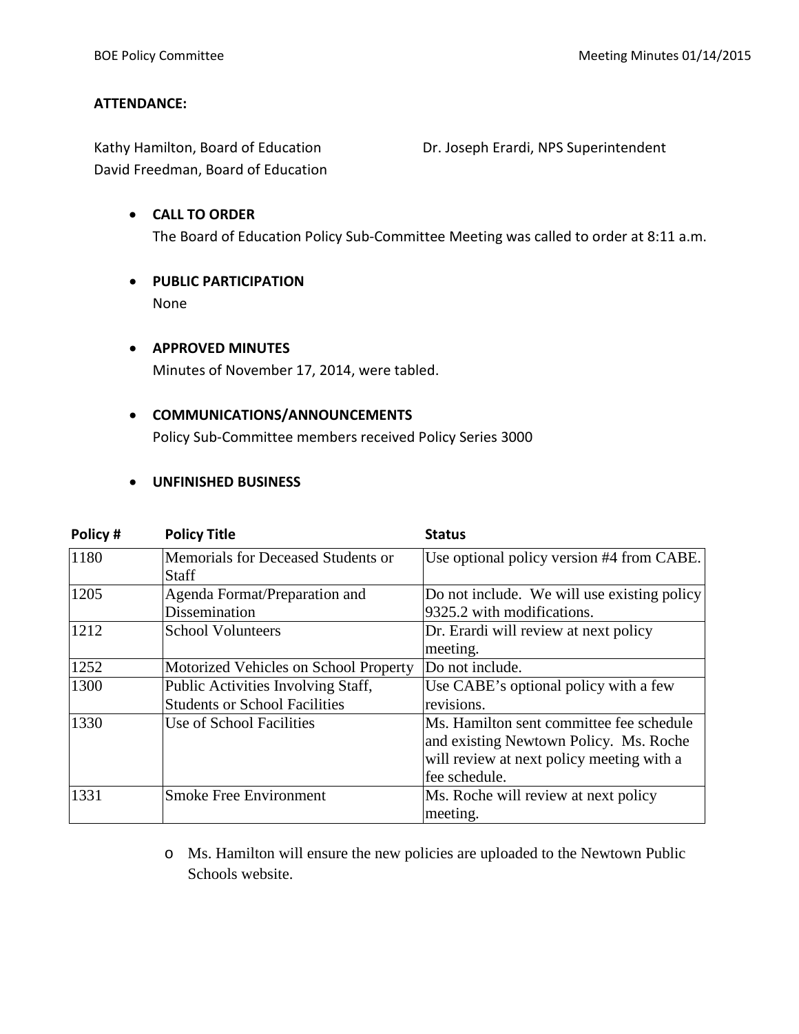**ATTENDANCE:**

Kathy Hamilton, Board of Education
David Freedman, Board of Education
Dr. Joseph Erardi, NPS Superintendent

- **CALL TO ORDER**
  The Board of Education Policy Sub-Committee Meeting was called to order at 8:11 a.m.

- **PUBLIC PARTICIPATION**
  None

- **APPROVED MINUTES**
  Minutes of November 17, 2014, were tabled.

- **COMMUNICATIONS/ANNOUNCEMENTS**
  Policy Sub-Committee members received Policy Series 3000

- **UNFINISHED BUSINESS**

| Policy # | Policy Title | Status |
|---|---|---|
| 1180 | Memorials for Deceased Students or Staff | Use optional policy version #4 from CABE. |
| 1205 | Agenda Format/Preparation and Dissemination | Do not include. We will use existing policy 9325.2 with modifications. |
| 1212 | School Volunteers | Dr. Erardi will review at next policy meeting. |
| 1252 | Motorized Vehicles on School Property | Do not include. |
| 1300 | Public Activities Involving Staff, Students or School Facilities | Use CABE's optional policy with a few revisions. |
| 1330 | Use of School Facilities | Ms. Hamilton sent committee fee schedule and existing Newtown Policy. Ms. Roche will review at next policy meeting with a fee schedule. |
| 1331 | Smoke Free Environment | Ms. Roche will review at next policy meeting. |

  - Ms. Hamilton will ensure the new policies are uploaded to the Newtown Public Schools website.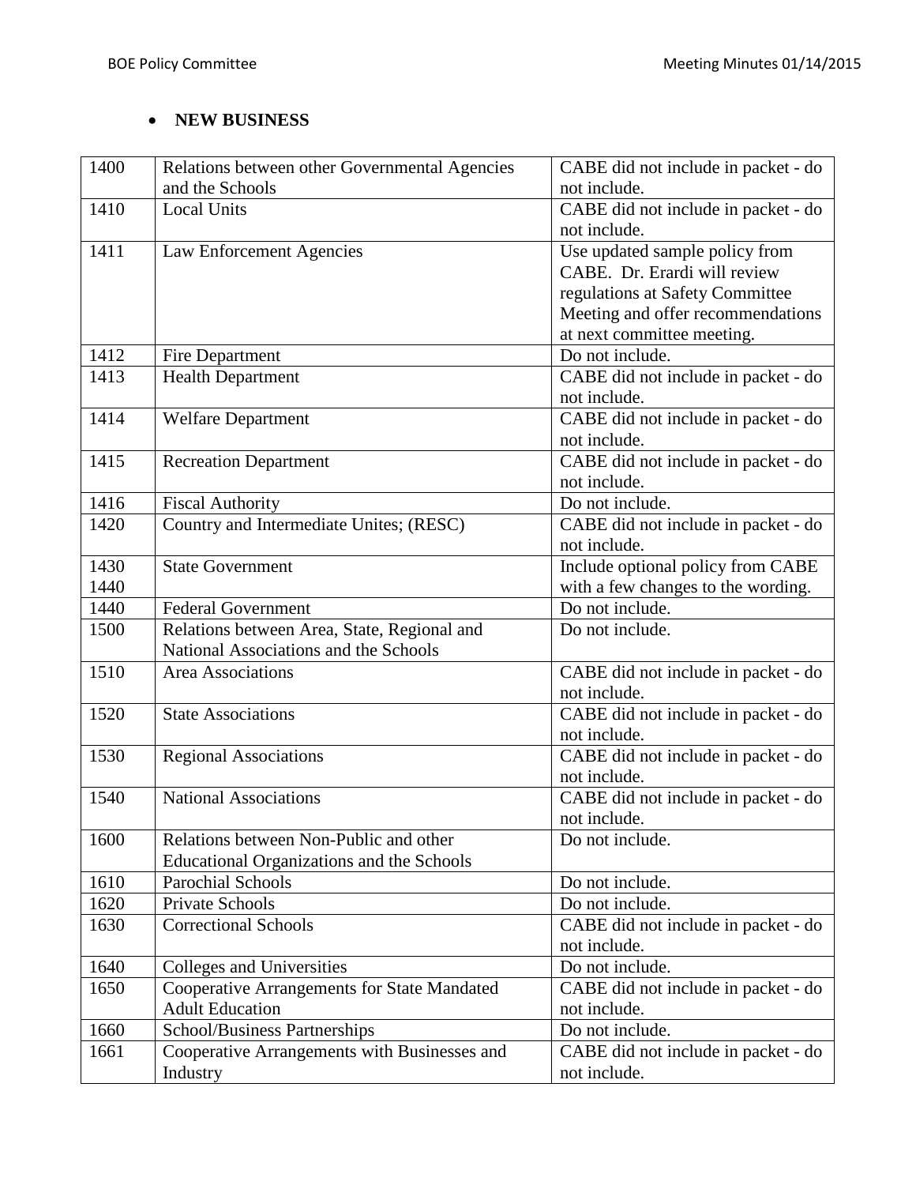- **NEW BUSINESS**

| | | |
|---|---|---|
| 1400 | Relations between other Governmental Agencies and the Schools | CABE did not include in packet - do not include. |
| 1410 | Local Units | CABE did not include in packet - do not include. |
| 1411 | Law Enforcement Agencies | Use updated sample policy from CABE. Dr. Erardi will review regulations at Safety Committee Meeting and offer recommendations at next committee meeting. |
| 1412 | Fire Department | Do not include. |
| 1413 | Health Department | CABE did not include in packet - do not include. |
| 1414 | Welfare Department | CABE did not include in packet - do not include. |
| 1415 | Recreation Department | CABE did not include in packet - do not include. |
| 1416 | Fiscal Authority | Do not include. |
| 1420 | Country and Intermediate Unites; (RESC) | CABE did not include in packet - do not include. |
| 1430 1440 | State Government | Include optional policy from CABE with a few changes to the wording. |
| 1440 | Federal Government | Do not include. |
| 1500 | Relations between Area, State, Regional and National Associations and the Schools | Do not include. |
| 1510 | Area Associations | CABE did not include in packet - do not include. |
| 1520 | State Associations | CABE did not include in packet - do not include. |
| 1530 | Regional Associations | CABE did not include in packet - do not include. |
| 1540 | National Associations | CABE did not include in packet - do not include. |
| 1600 | Relations between Non-Public and other Educational Organizations and the Schools | Do not include. |
| 1610 | Parochial Schools | Do not include. |
| 1620 | Private Schools | Do not include. |
| 1630 | Correctional Schools | CABE did not include in packet - do not include. |
| 1640 | Colleges and Universities | Do not include. |
| 1650 | Cooperative Arrangements for State Mandated Adult Education | CABE did not include in packet - do not include. |
| 1660 | School/Business Partnerships | Do not include. |
| 1661 | Cooperative Arrangements with Businesses and Industry | CABE did not include in packet - do not include. |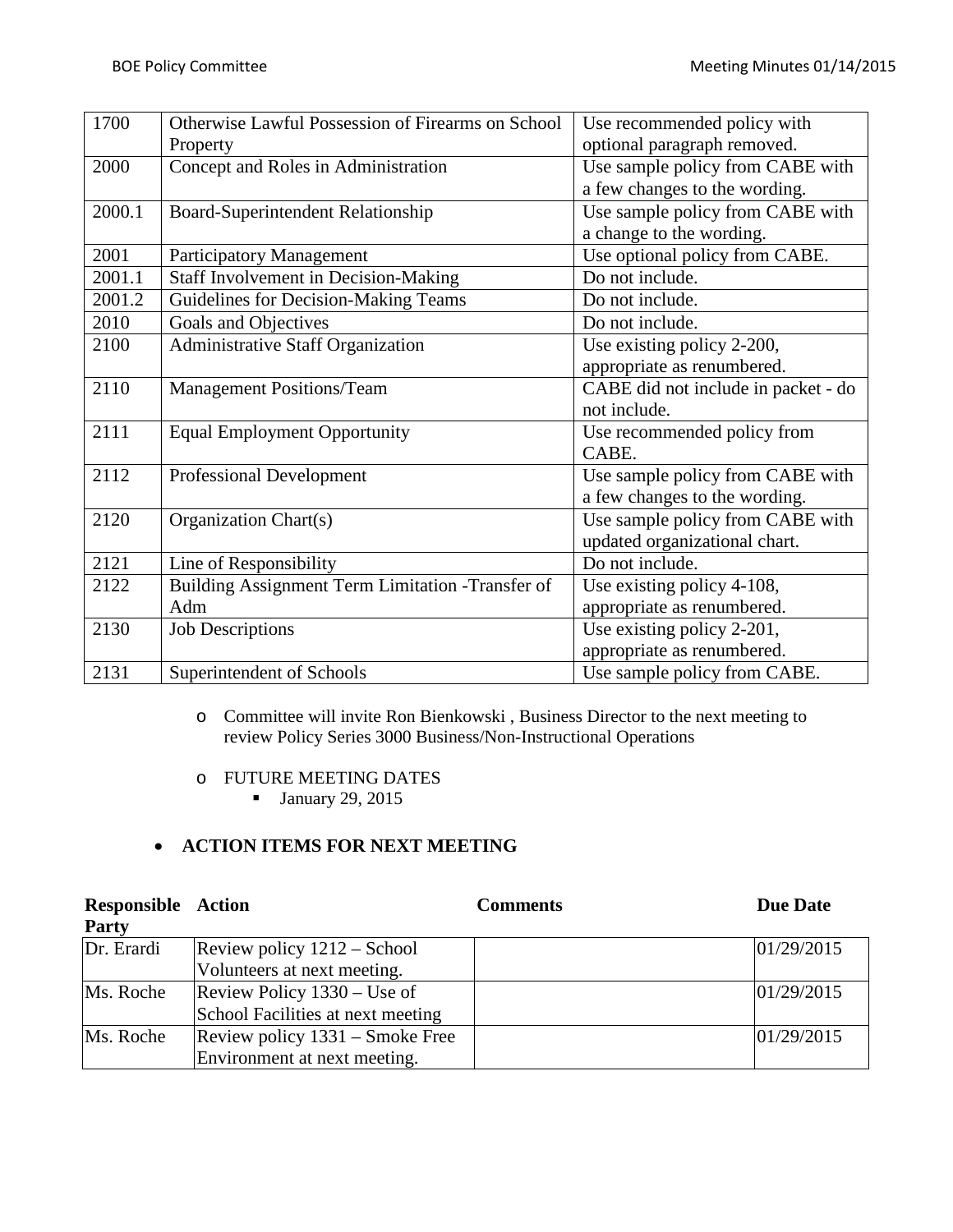| 1700 | Otherwise Lawful Possession of Firearms on School Property | Use recommended policy with optional paragraph removed. |
|---|---|---|
| 2000 | Concept and Roles in Administration | Use sample policy from CABE with a few changes to the wording. |
| 2000.1 | Board-Superintendent Relationship | Use sample policy from CABE with a change to the wording. |
| 2001 | Participatory Management | Use optional policy from CABE. |
| 2001.1 | Staff Involvement in Decision-Making | Do not include. |
| 2001.2 | Guidelines for Decision-Making Teams | Do not include. |
| 2010 | Goals and Objectives | Do not include. |
| 2100 | Administrative Staff Organization | Use existing policy 2-200, appropriate as renumbered. |
| 2110 | Management Positions/Team | CABE did not include in packet - do not include. |
| 2111 | Equal Employment Opportunity | Use recommended policy from CABE. |
| 2112 | Professional Development | Use sample policy from CABE with a few changes to the wording. |
| 2120 | Organization Chart(s) | Use sample policy from CABE with updated organizational chart. |
| 2121 | Line of Responsibility | Do not include. |
| 2122 | Building Assignment Term Limitation -Transfer of Adm | Use existing policy 4-108, appropriate as renumbered. |
| 2130 | Job Descriptions | Use existing policy 2-201, appropriate as renumbered. |
| 2131 | Superintendent of Schools | Use sample policy from CABE. |

- Committee will invite Ron Bienkowski , Business Director to the next meeting to review Policy Series 3000 Business/Non-Instructional Operations

- FUTURE MEETING DATES
  - January 29, 2015

- **ACTION ITEMS FOR NEXT MEETING**

| Responsible Party | Action | Comments | Due Date |
|---|---|---|---|
| Dr. Erardi | Review policy 1212 – School Volunteers at next meeting. | | 01/29/2015 |
| Ms. Roche | Review Policy 1330 – Use of School Facilities at next meeting | | 01/29/2015 |
| Ms. Roche | Review policy 1331 – Smoke Free Environment at next meeting. | | 01/29/2015 |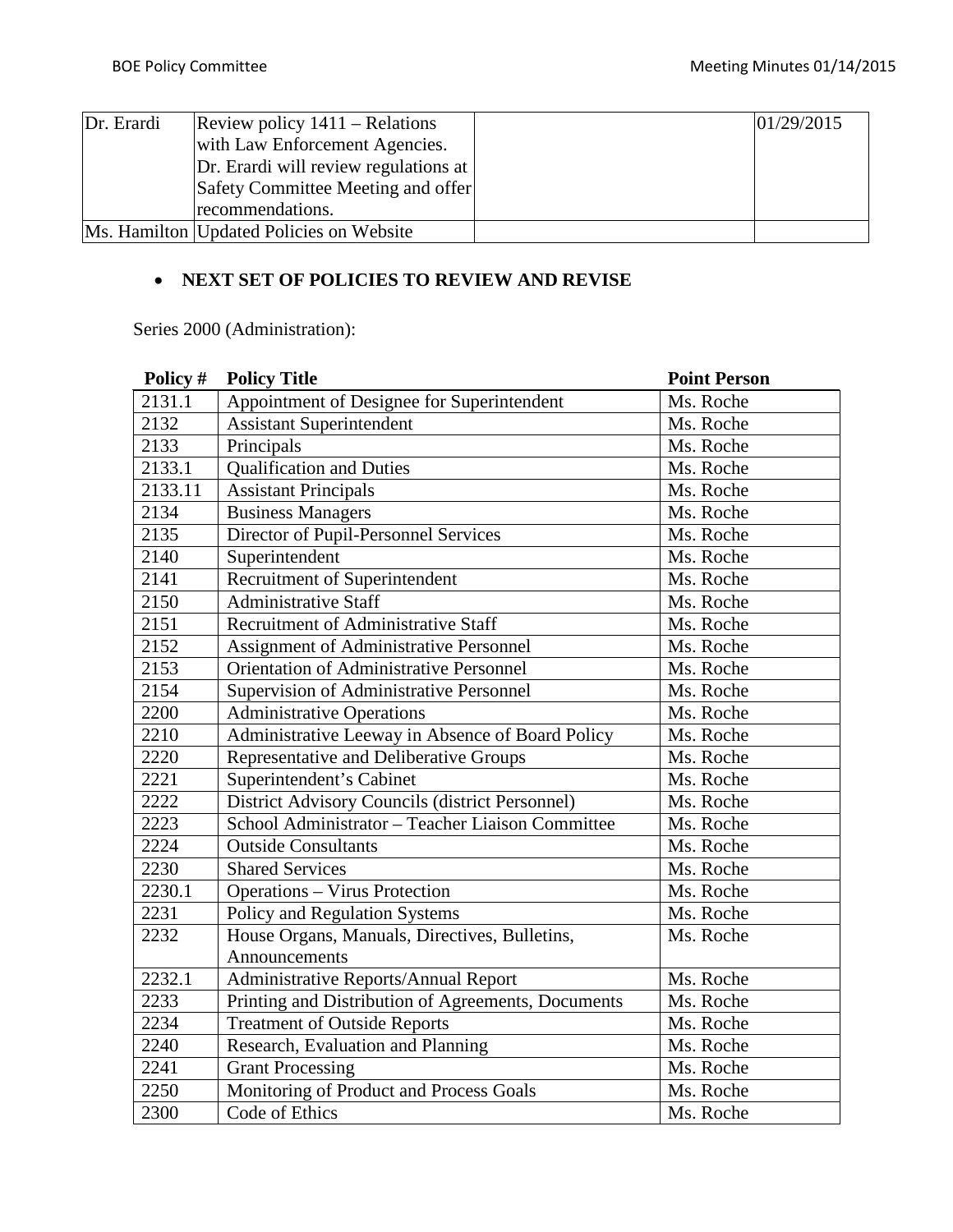| | | | |
|---|---|---|---|
| Dr. Erardi | Review policy 1411 – Relations with Law Enforcement Agencies. Dr. Erardi will review regulations at Safety Committee Meeting and offer recommendations. | | 01/29/2015 |
| Ms. Hamilton | Updated Policies on Website | | |

- **NEXT SET OF POLICIES TO REVIEW AND REVISE**

Series 2000 (Administration):

| Policy # | Policy Title | Point Person |
|---|---|---|
| 2131.1 | Appointment of Designee for Superintendent | Ms. Roche |
| 2132 | Assistant Superintendent | Ms. Roche |
| 2133 | Principals | Ms. Roche |
| 2133.1 | Qualification and Duties | Ms. Roche |
| 2133.11 | Assistant Principals | Ms. Roche |
| 2134 | Business Managers | Ms. Roche |
| 2135 | Director of Pupil-Personnel Services | Ms. Roche |
| 2140 | Superintendent | Ms. Roche |
| 2141 | Recruitment of Superintendent | Ms. Roche |
| 2150 | Administrative Staff | Ms. Roche |
| 2151 | Recruitment of Administrative Staff | Ms. Roche |
| 2152 | Assignment of Administrative Personnel | Ms. Roche |
| 2153 | Orientation of Administrative Personnel | Ms. Roche |
| 2154 | Supervision of Administrative Personnel | Ms. Roche |
| 2200 | Administrative Operations | Ms. Roche |
| 2210 | Administrative Leeway in Absence of Board Policy | Ms. Roche |
| 2220 | Representative and Deliberative Groups | Ms. Roche |
| 2221 | Superintendent's Cabinet | Ms. Roche |
| 2222 | District Advisory Councils (district Personnel) | Ms. Roche |
| 2223 | School Administrator – Teacher Liaison Committee | Ms. Roche |
| 2224 | Outside Consultants | Ms. Roche |
| 2230 | Shared Services | Ms. Roche |
| 2230.1 | Operations – Virus Protection | Ms. Roche |
| 2231 | Policy and Regulation Systems | Ms. Roche |
| 2232 | House Organs, Manuals, Directives, Bulletins, Announcements | Ms. Roche |
| 2232.1 | Administrative Reports/Annual Report | Ms. Roche |
| 2233 | Printing and Distribution of Agreements, Documents | Ms. Roche |
| 2234 | Treatment of Outside Reports | Ms. Roche |
| 2240 | Research, Evaluation and Planning | Ms. Roche |
| 2241 | Grant Processing | Ms. Roche |
| 2250 | Monitoring of Product and Process Goals | Ms. Roche |
| 2300 | Code of Ethics | Ms. Roche |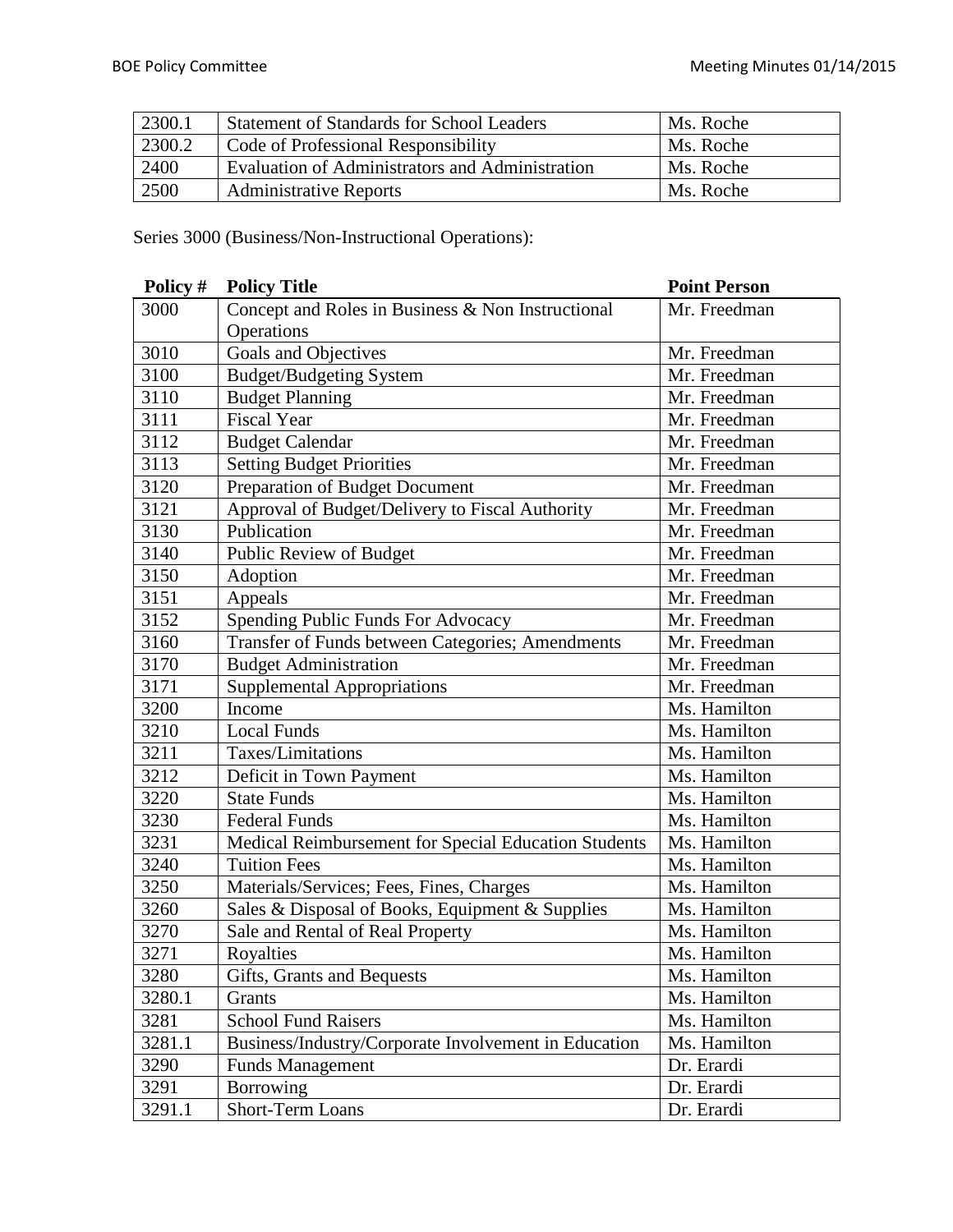| | | |
|---|---|---|
| 2300.1 | Statement of Standards for School Leaders | Ms. Roche |
| 2300.2 | Code of Professional Responsibility | Ms. Roche |
| 2400 | Evaluation of Administrators and Administration | Ms. Roche |
| 2500 | Administrative Reports | Ms. Roche |

Series 3000 (Business/Non-Instructional Operations):

| Policy # | Policy Title | Point Person |
|---|---|---|
| 3000 | Concept and Roles in Business & Non Instructional Operations | Mr. Freedman |
| 3010 | Goals and Objectives | Mr. Freedman |
| 3100 | Budget/Budgeting System | Mr. Freedman |
| 3110 | Budget Planning | Mr. Freedman |
| 3111 | Fiscal Year | Mr. Freedman |
| 3112 | Budget Calendar | Mr. Freedman |
| 3113 | Setting Budget Priorities | Mr. Freedman |
| 3120 | Preparation of Budget Document | Mr. Freedman |
| 3121 | Approval of Budget/Delivery to Fiscal Authority | Mr. Freedman |
| 3130 | Publication | Mr. Freedman |
| 3140 | Public Review of Budget | Mr. Freedman |
| 3150 | Adoption | Mr. Freedman |
| 3151 | Appeals | Mr. Freedman |
| 3152 | Spending Public Funds For Advocacy | Mr. Freedman |
| 3160 | Transfer of Funds between Categories; Amendments | Mr. Freedman |
| 3170 | Budget Administration | Mr. Freedman |
| 3171 | Supplemental Appropriations | Mr. Freedman |
| 3200 | Income | Ms. Hamilton |
| 3210 | Local Funds | Ms. Hamilton |
| 3211 | Taxes/Limitations | Ms. Hamilton |
| 3212 | Deficit in Town Payment | Ms. Hamilton |
| 3220 | State Funds | Ms. Hamilton |
| 3230 | Federal Funds | Ms. Hamilton |
| 3231 | Medical Reimbursement for Special Education Students | Ms. Hamilton |
| 3240 | Tuition Fees | Ms. Hamilton |
| 3250 | Materials/Services; Fees, Fines, Charges | Ms. Hamilton |
| 3260 | Sales & Disposal of Books, Equipment & Supplies | Ms. Hamilton |
| 3270 | Sale and Rental of Real Property | Ms. Hamilton |
| 3271 | Royalties | Ms. Hamilton |
| 3280 | Gifts, Grants and Bequests | Ms. Hamilton |
| 3280.1 | Grants | Ms. Hamilton |
| 3281 | School Fund Raisers | Ms. Hamilton |
| 3281.1 | Business/Industry/Corporate Involvement in Education | Ms. Hamilton |
| 3290 | Funds Management | Dr. Erardi |
| 3291 | Borrowing | Dr. Erardi |
| 3291.1 | Short-Term Loans | Dr. Erardi |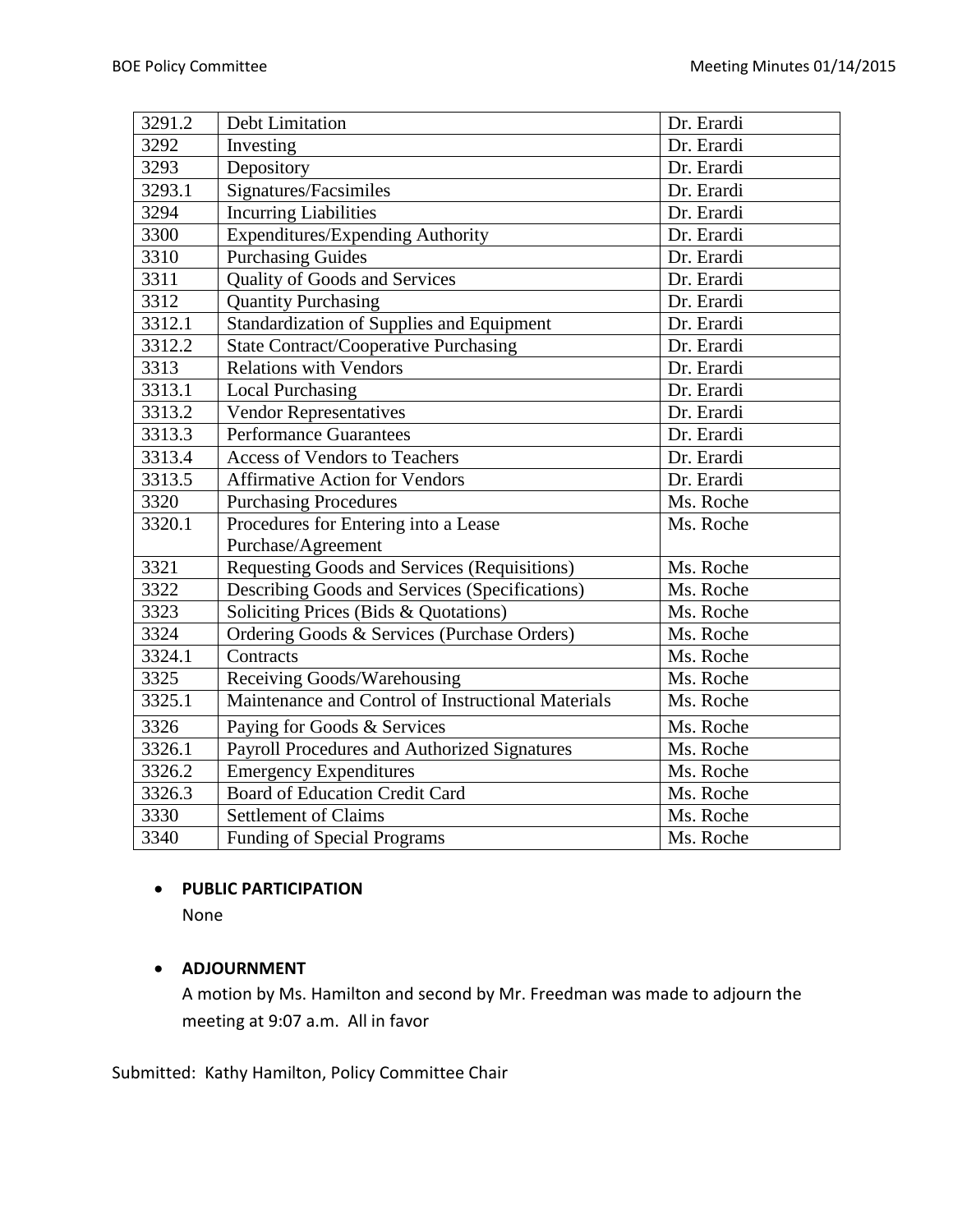| | | |
|---|---|---|
| 3291.2 | Debt Limitation | Dr. Erardi |
| 3292 | Investing | Dr. Erardi |
| 3293 | Depository | Dr. Erardi |
| 3293.1 | Signatures/Facsimiles | Dr. Erardi |
| 3294 | Incurring Liabilities | Dr. Erardi |
| 3300 | Expenditures/Expending Authority | Dr. Erardi |
| 3310 | Purchasing Guides | Dr. Erardi |
| 3311 | Quality of Goods and Services | Dr. Erardi |
| 3312 | Quantity Purchasing | Dr. Erardi |
| 3312.1 | Standardization of Supplies and Equipment | Dr. Erardi |
| 3312.2 | State Contract/Cooperative Purchasing | Dr. Erardi |
| 3313 | Relations with Vendors | Dr. Erardi |
| 3313.1 | Local Purchasing | Dr. Erardi |
| 3313.2 | Vendor Representatives | Dr. Erardi |
| 3313.3 | Performance Guarantees | Dr. Erardi |
| 3313.4 | Access of Vendors to Teachers | Dr. Erardi |
| 3313.5 | Affirmative Action for Vendors | Dr. Erardi |
| 3320 | Purchasing Procedures | Ms. Roche |
| 3320.1 | Procedures for Entering into a Lease Purchase/Agreement | Ms. Roche |
| 3321 | Requesting Goods and Services (Requisitions) | Ms. Roche |
| 3322 | Describing Goods and Services (Specifications) | Ms. Roche |
| 3323 | Soliciting Prices (Bids & Quotations) | Ms. Roche |
| 3324 | Ordering Goods & Services (Purchase Orders) | Ms. Roche |
| 3324.1 | Contracts | Ms. Roche |
| 3325 | Receiving Goods/Warehousing | Ms. Roche |
| 3325.1 | Maintenance and Control of Instructional Materials | Ms. Roche |
| 3326 | Paying for Goods & Services | Ms. Roche |
| 3326.1 | Payroll Procedures and Authorized Signatures | Ms. Roche |
| 3326.2 | Emergency Expenditures | Ms. Roche |
| 3326.3 | Board of Education Credit Card | Ms. Roche |
| 3330 | Settlement of Claims | Ms. Roche |
| 3340 | Funding of Special Programs | Ms. Roche |

- **PUBLIC PARTICIPATION**

  None

- **ADJOURNMENT**

  A motion by Ms. Hamilton and second by Mr. Freedman was made to adjourn the meeting at 9:07 a.m. All in favor

Submitted: Kathy Hamilton, Policy Committee Chair